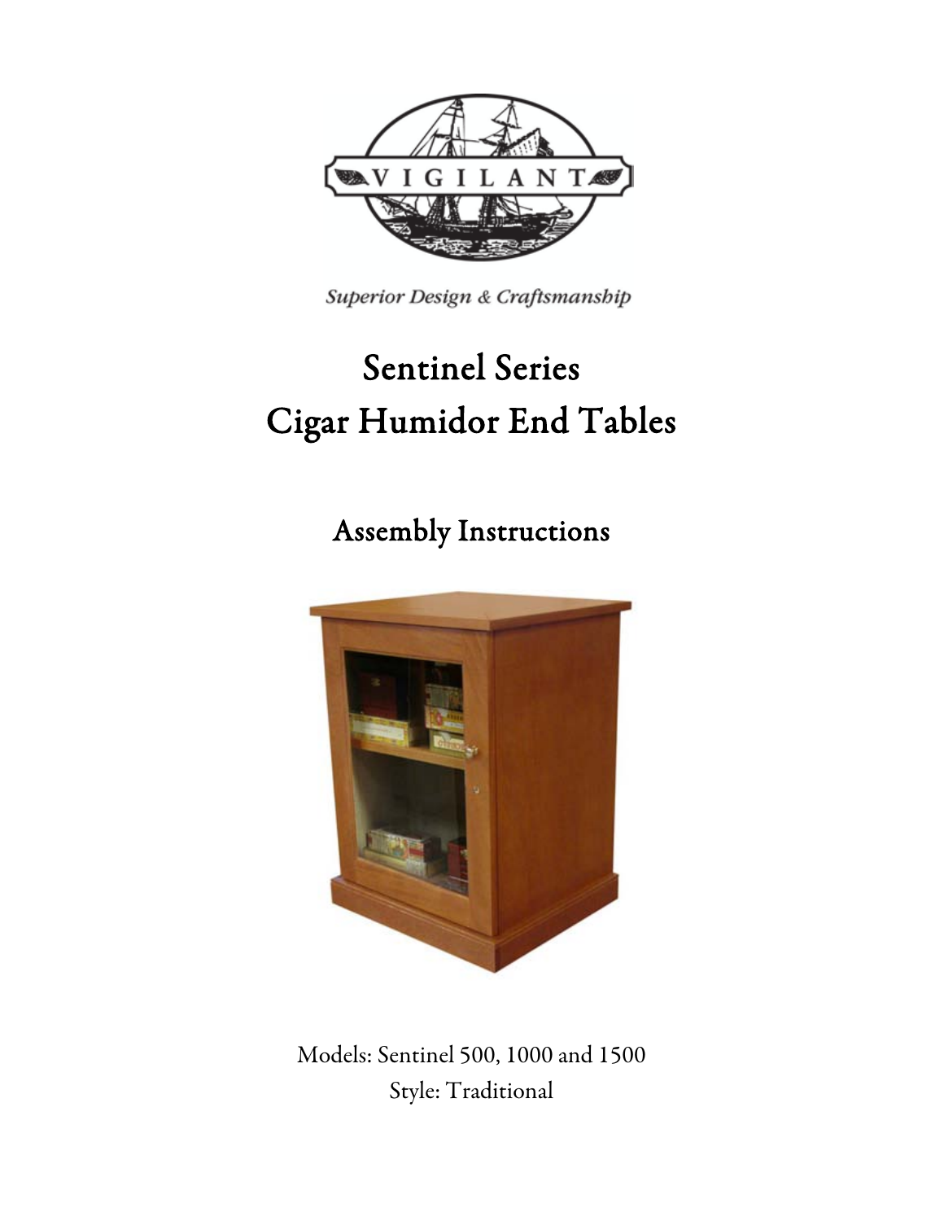VIGILANT

*Superior Design & Craftsmanship*

# Sentinel Series
# Cigar Humidor End Tables

## Assembly Instructions

Models: Sentinel 500, 1000 and 1500

Style: Traditional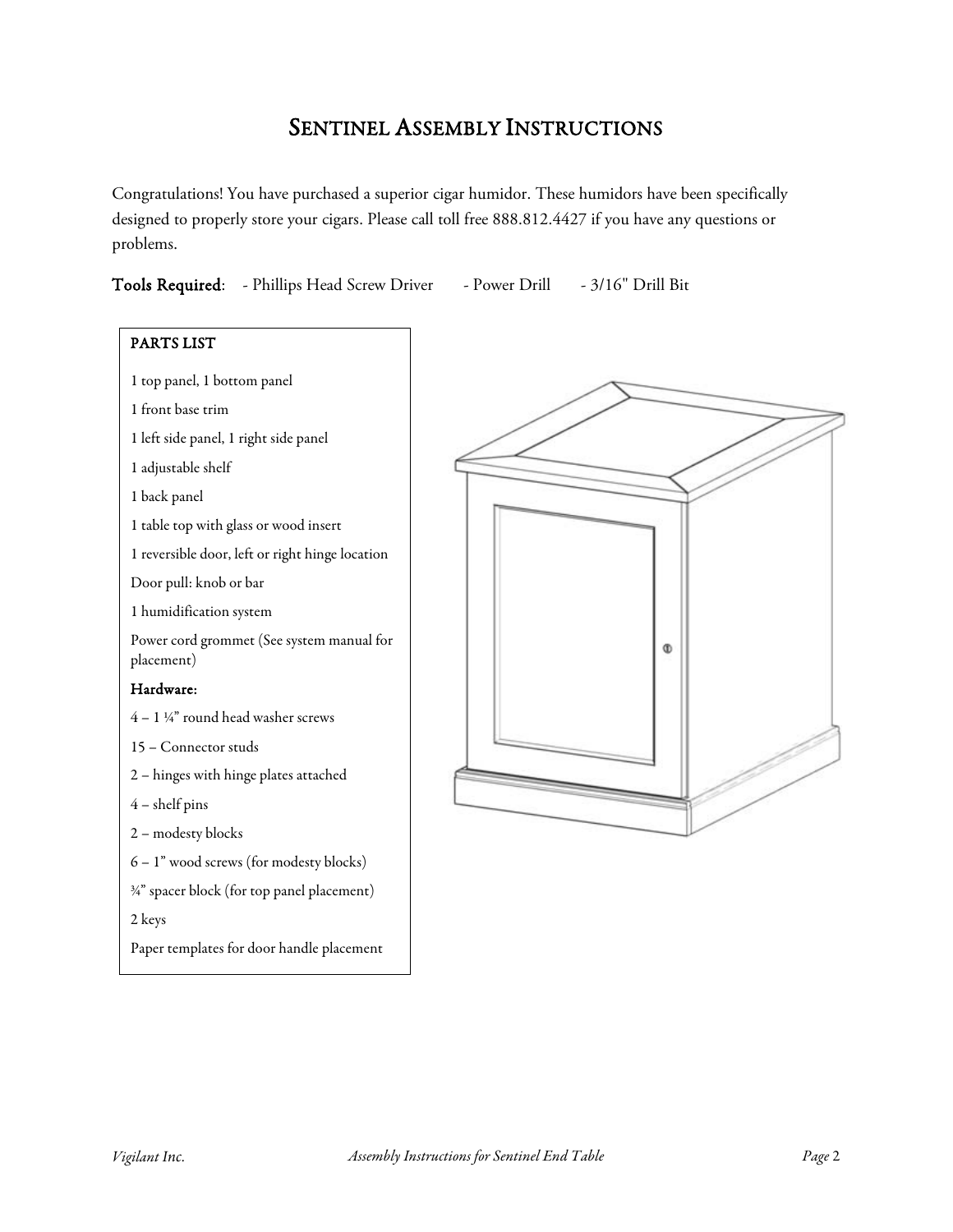# SENTINEL ASSEMBLY INSTRUCTIONS

Congratulations! You have purchased a superior cigar humidor. These humidors have been specifically designed to properly store your cigars. Please call toll free 888.812.4427 if you have any questions or problems.

**Tools Required**: - Phillips Head Screw Driver - Power Drill - 3/16" Drill Bit

**PARTS LIST**

1 top panel, 1 bottom panel

1 front base trim

1 left side panel, 1 right side panel

1 adjustable shelf

1 back panel

1 table top with glass or wood insert

1 reversible door, left or right hinge location

Door pull: knob or bar

1 humidification system

Power cord grommet (See system manual for placement)

**Hardware:**

4 – 1 ¼" round head washer screws

15 – Connector studs

2 – hinges with hinge plates attached

4 – shelf pins

2 – modesty blocks

6 – 1" wood screws (for modesty blocks)

¾" spacer block (for top panel placement)

2 keys

Paper templates for door handle placement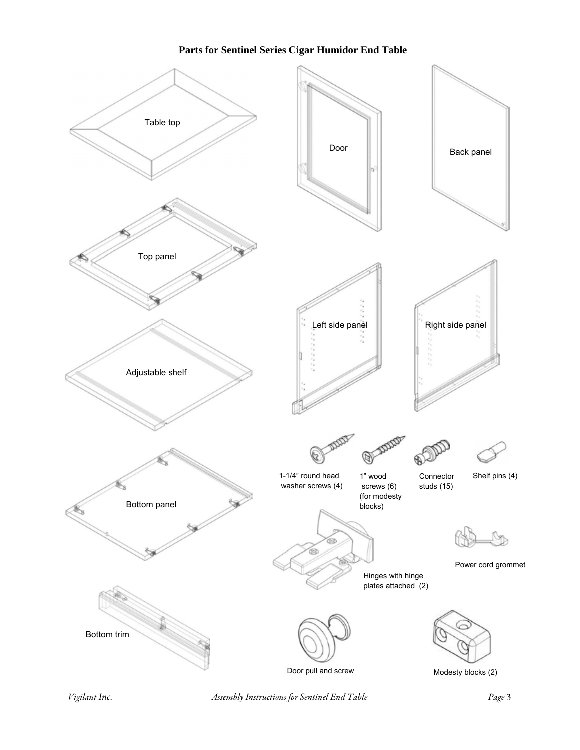# Parts for Sentinel Series Cigar Humidor End Table

Table top

Door

Back panel

Top panel

Left side panel

Right side panel

Adjustable shelf

1-1/4” round head washer screws (4)

1” wood screws (6) (for modesty blocks)

Connector studs (15)

Shelf pins (4)

Bottom panel

Hinges with hinge plates attached (2)

Power cord grommet

Bottom trim

Door pull and screw

Modesty blocks (2)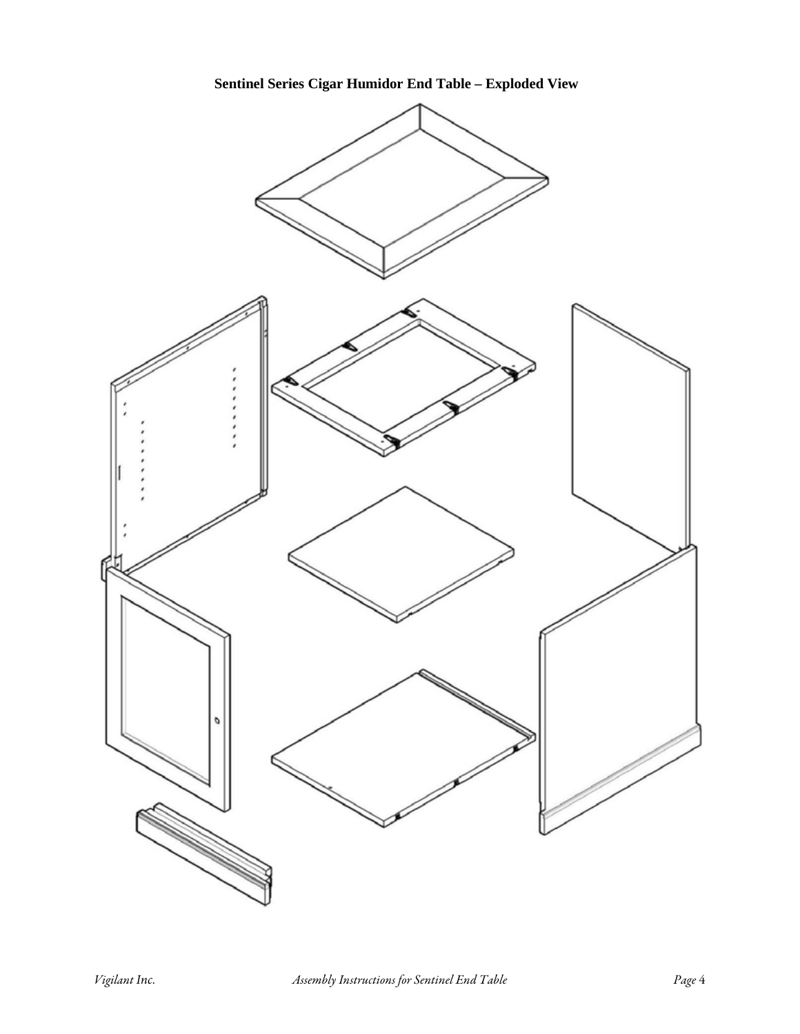**Sentinel Series Cigar Humidor End Table – Exploded View**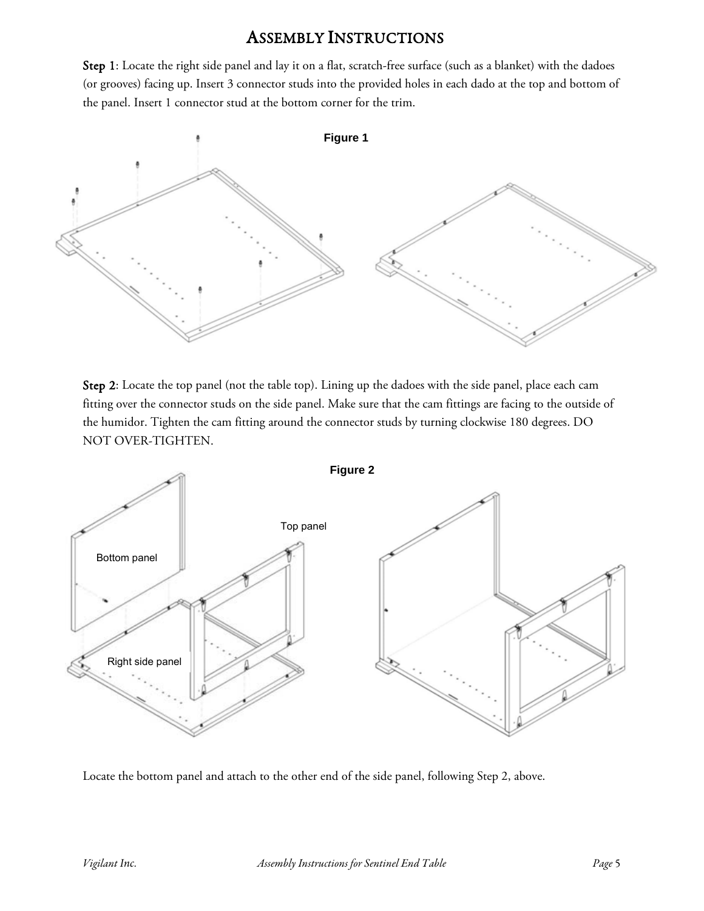# Assembly Instructions

**Step 1**: Locate the right side panel and lay it on a flat, scratch-free surface (such as a blanket) with the dadoes (or grooves) facing up. Insert 3 connector studs into the provided holes in each dado at the top and bottom of the panel. Insert 1 connector stud at the bottom corner for the trim.

**Figure 1**

**Step 2**: Locate the top panel (not the table top). Lining up the dadoes with the side panel, place each cam fitting over the connector studs on the side panel. Make sure that the cam fittings are facing to the outside of the humidor. Tighten the cam fitting around the connector studs by turning clockwise 180 degrees. DO NOT OVER-TIGHTEN.

**Figure 2**

Top panel

Bottom panel

Right side panel

Locate the bottom panel and attach to the other end of the side panel, following Step 2, above.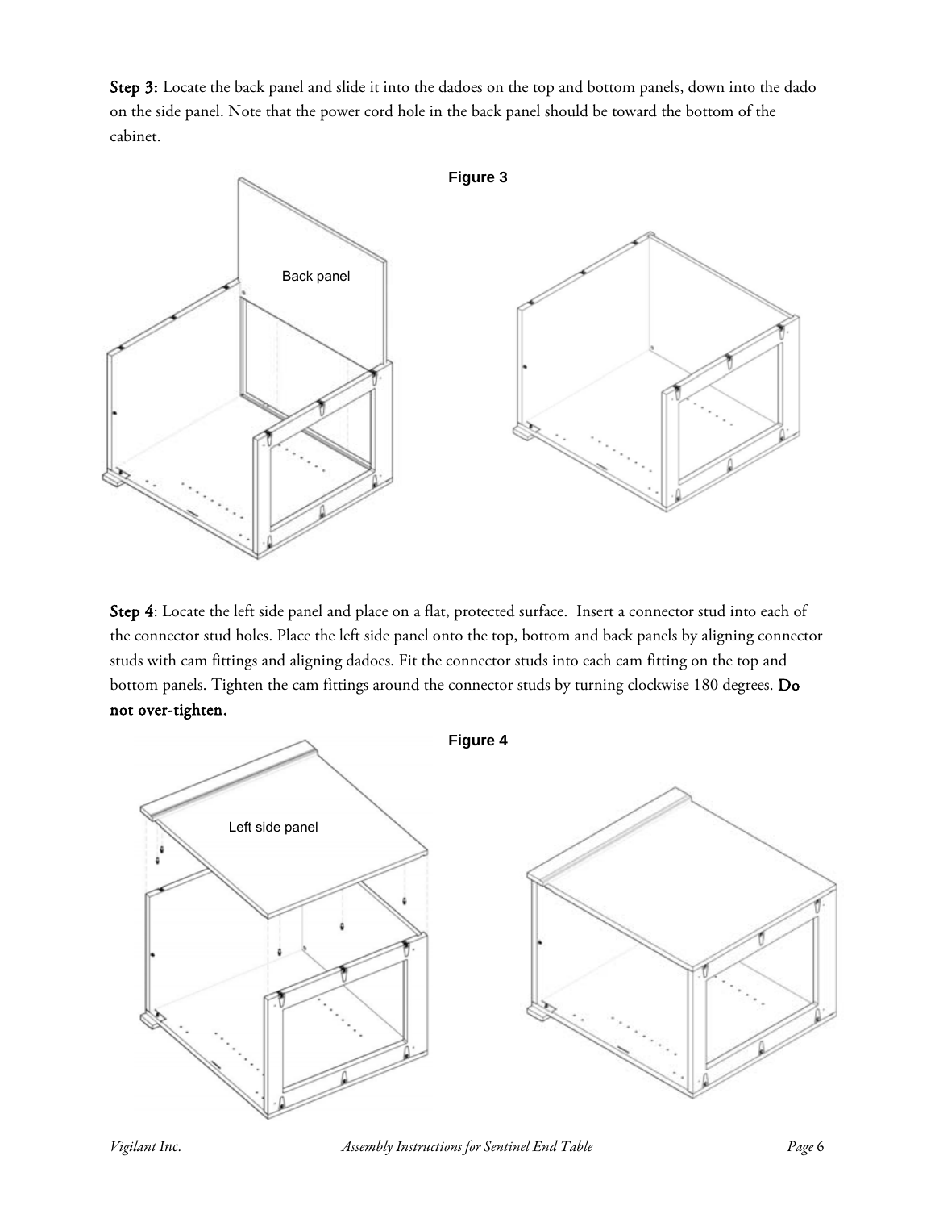**Step 3:** Locate the back panel and slide it into the dadoes on the top and bottom panels, down into the dado on the side panel. Note that the power cord hole in the back panel should be toward the bottom of the cabinet.

**Figure 3**

Back panel

**Step 4**: Locate the left side panel and place on a flat, protected surface. Insert a connector stud into each of the connector stud holes. Place the left side panel onto the top, bottom and back panels by aligning connector studs with cam fittings and aligning dadoes. Fit the connector studs into each cam fitting on the top and bottom panels. Tighten the cam fittings around the connector studs by turning clockwise 180 degrees. **Do not over-tighten.**

**Figure 4**

Left side panel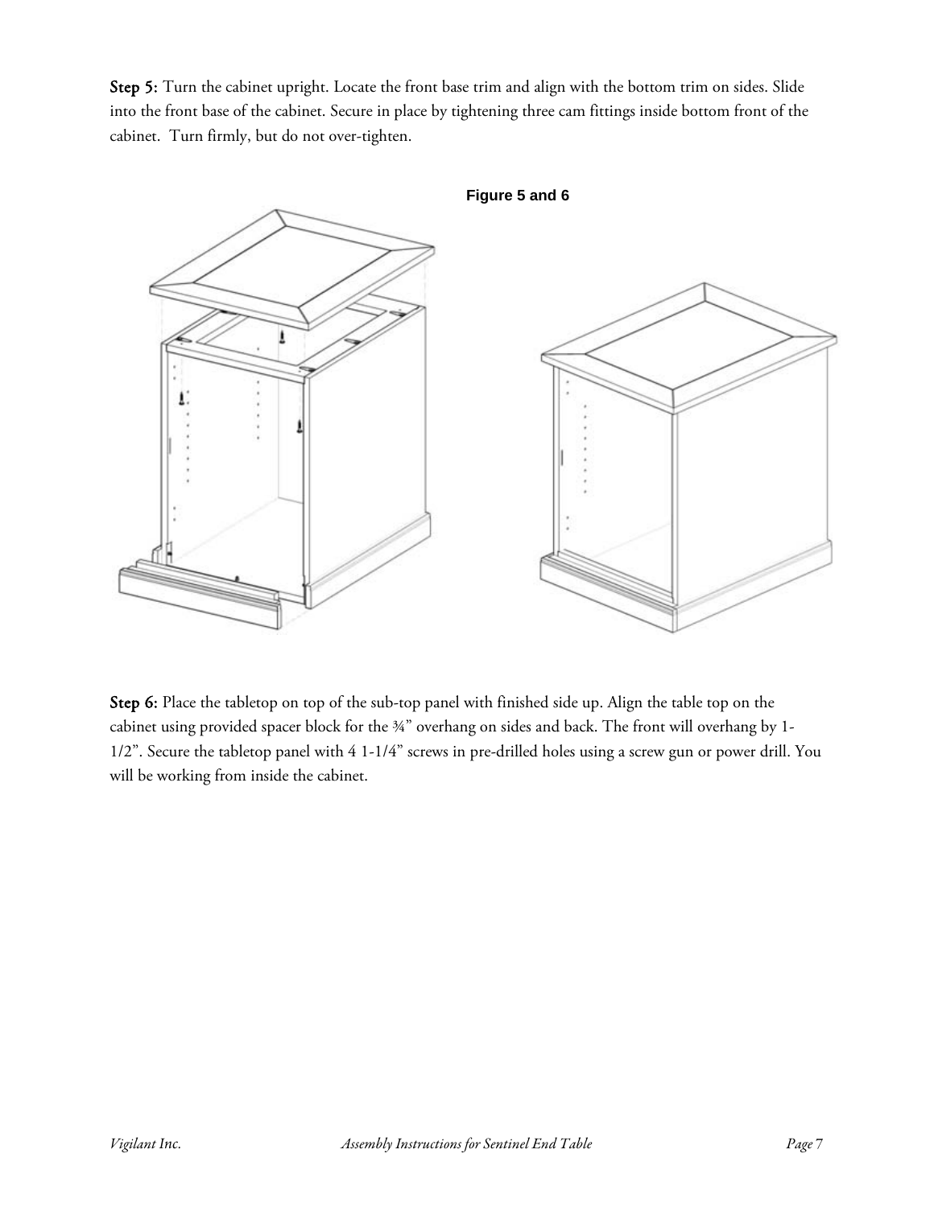**Step 5:** Turn the cabinet upright. Locate the front base trim and align with the bottom trim on sides. Slide into the front base of the cabinet. Secure in place by tightening three cam fittings inside bottom front of the cabinet. Turn firmly, but do not over-tighten.

**Figure 5 and 6**

**Step 6:** Place the tabletop on top of the sub-top panel with finished side up. Align the table top on the cabinet using provided spacer block for the ¾" overhang on sides and back. The front will overhang by 1-1/2". Secure the tabletop panel with 4 1-1/4" screws in pre-drilled holes using a screw gun or power drill. You will be working from inside the cabinet.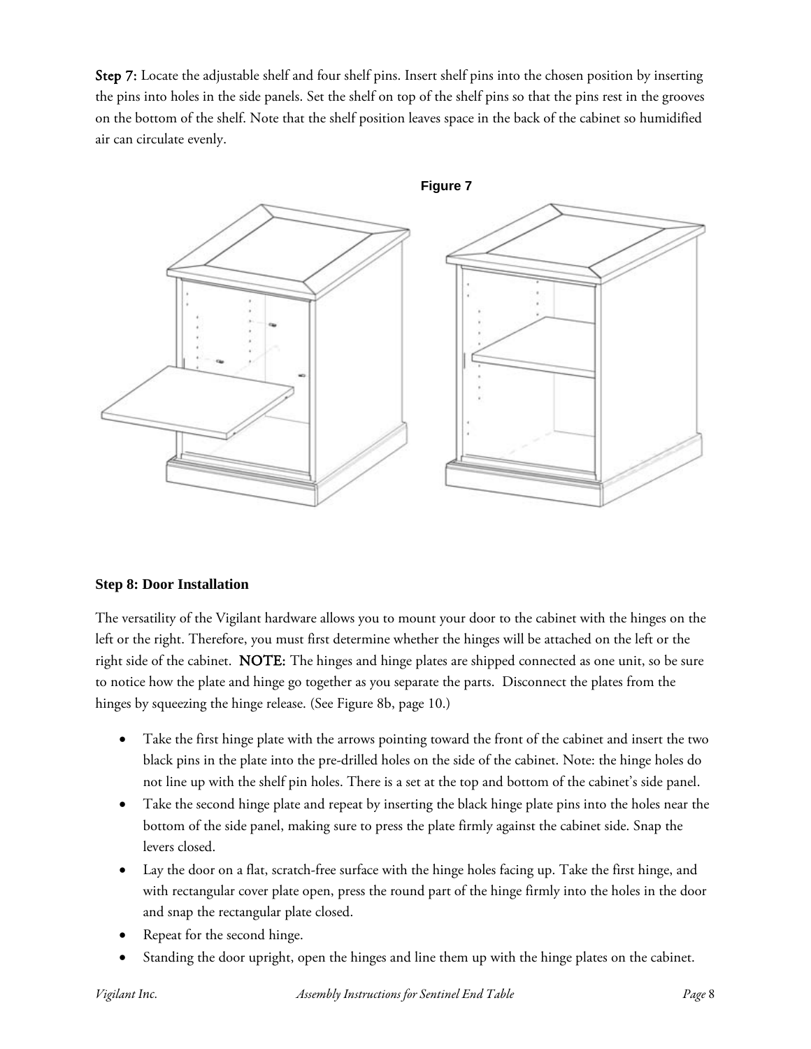**Step 7:** Locate the adjustable shelf and four shelf pins. Insert shelf pins into the chosen position by inserting the pins into holes in the side panels. Set the shelf on top of the shelf pins so that the pins rest in the grooves on the bottom of the shelf. Note that the shelf position leaves space in the back of the cabinet so humidified air can circulate evenly.

**Figure 7**

### Step 8: Door Installation

The versatility of the Vigilant hardware allows you to mount your door to the cabinet with the hinges on the left or the right. Therefore, you must first determine whether the hinges will be attached on the left or the right side of the cabinet. **NOTE:** The hinges and hinge plates are shipped connected as one unit, so be sure to notice how the plate and hinge go together as you separate the parts. Disconnect the plates from the hinges by squeezing the hinge release. (See Figure 8b, page 10.)

- Take the first hinge plate with the arrows pointing toward the front of the cabinet and insert the two black pins in the plate into the pre-drilled holes on the side of the cabinet. Note: the hinge holes do not line up with the shelf pin holes. There is a set at the top and bottom of the cabinet's side panel.
- Take the second hinge plate and repeat by inserting the black hinge plate pins into the holes near the bottom of the side panel, making sure to press the plate firmly against the cabinet side. Snap the levers closed.
- Lay the door on a flat, scratch-free surface with the hinge holes facing up. Take the first hinge, and with rectangular cover plate open, press the round part of the hinge firmly into the holes in the door and snap the rectangular plate closed.
- Repeat for the second hinge.
- Standing the door upright, open the hinges and line them up with the hinge plates on the cabinet.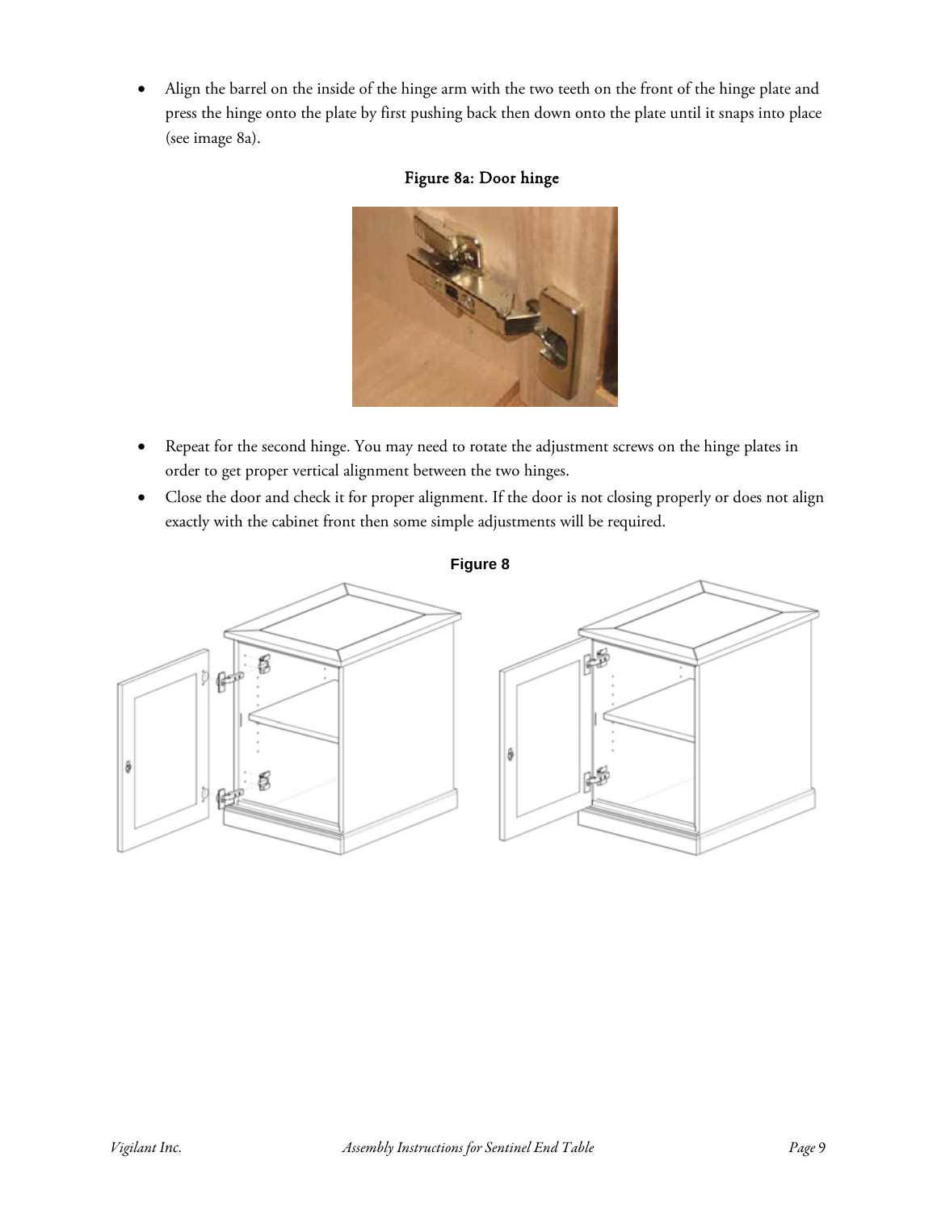- Align the barrel on the inside of the hinge arm with the two teeth on the front of the hinge plate and press the hinge onto the plate by first pushing back then down onto the plate until it snaps into place (see image 8a).

**Figure 8a: Door hinge**

- Repeat for the second hinge. You may need to rotate the adjustment screws on the hinge plates in order to get proper vertical alignment between the two hinges.
- Close the door and check it for proper alignment. If the door is not closing properly or does not align exactly with the cabinet front then some simple adjustments will be required.

**Figure 8**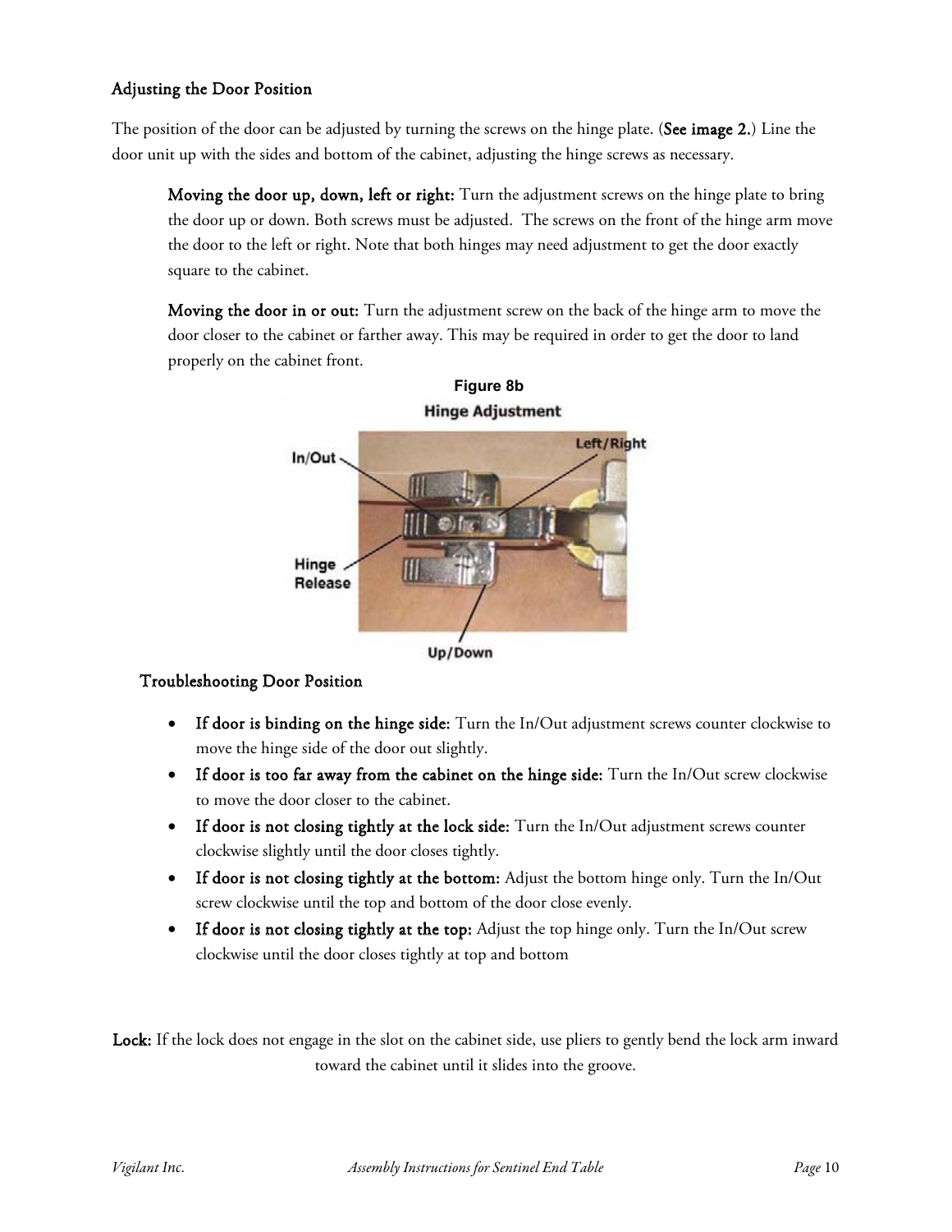### Adjusting the Door Position

The position of the door can be adjusted by turning the screws on the hinge plate. (**See image 2.**) Line the door unit up with the sides and bottom of the cabinet, adjusting the hinge screws as necessary.

**Moving the door up, down, left or right:** Turn the adjustment screws on the hinge plate to bring the door up or down. Both screws must be adjusted. The screws on the front of the hinge arm move the door to the left or right. Note that both hinges may need adjustment to get the door exactly square to the cabinet.

**Moving the door in or out:** Turn the adjustment screw on the back of the hinge arm to move the door closer to the cabinet or farther away. This may be required in order to get the door to land properly on the cabinet front.

**Figure 8b**

**Hinge Adjustment**

In/Out, Left/Right, Hinge Release, Up/Down

### Troubleshooting Door Position

- **If door is binding on the hinge side:** Turn the In/Out adjustment screws counter clockwise to move the hinge side of the door out slightly.
- **If door is too far away from the cabinet on the hinge side:** Turn the In/Out screw clockwise to move the door closer to the cabinet.
- **If door is not closing tightly at the lock side:** Turn the In/Out adjustment screws counter clockwise slightly until the door closes tightly.
- **If door is not closing tightly at the bottom:** Adjust the bottom hinge only. Turn the In/Out screw clockwise until the top and bottom of the door close evenly.
- **If door is not closing tightly at the top:** Adjust the top hinge only. Turn the In/Out screw clockwise until the door closes tightly at top and bottom

**Lock:** If the lock does not engage in the slot on the cabinet side, use pliers to gently bend the lock arm inward toward the cabinet until it slides into the groove.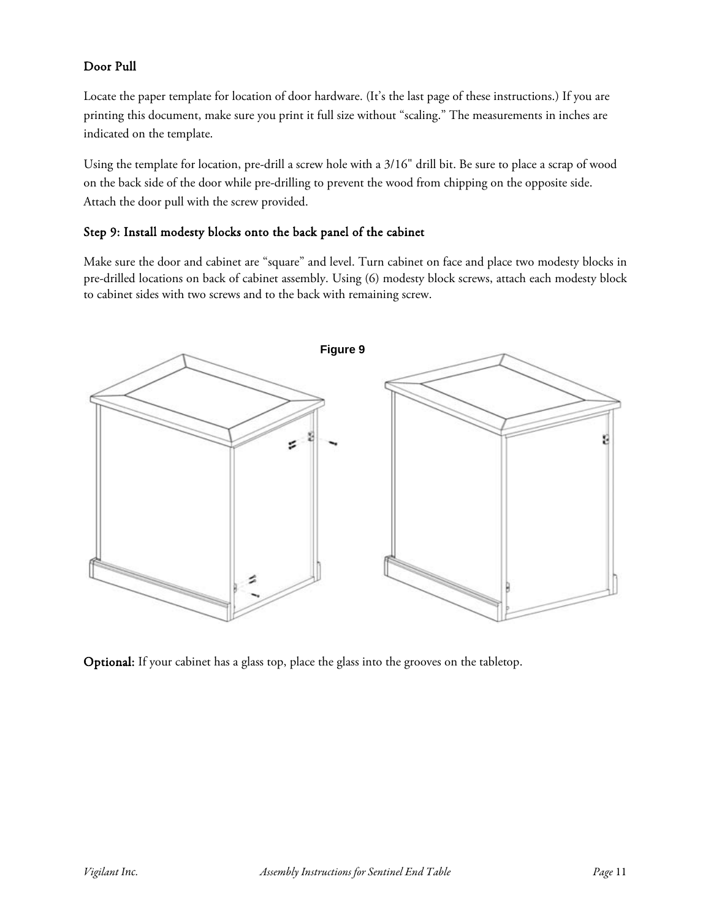### Door Pull

Locate the paper template for location of door hardware. (It's the last page of these instructions.) If you are printing this document, make sure you print it full size without "scaling." The measurements in inches are indicated on the template.

Using the template for location, pre-drill a screw hole with a 3/16" drill bit. Be sure to place a scrap of wood on the back side of the door while pre-drilling to prevent the wood from chipping on the opposite side. Attach the door pull with the screw provided.

### Step 9: Install modesty blocks onto the back panel of the cabinet

Make sure the door and cabinet are "square" and level. Turn cabinet on face and place two modesty blocks in pre-drilled locations on back of cabinet assembly. Using (6) modesty block screws, attach each modesty block to cabinet sides with two screws and to the back with remaining screw.

**Figure 9**

**Optional:** If your cabinet has a glass top, place the glass into the grooves on the tabletop.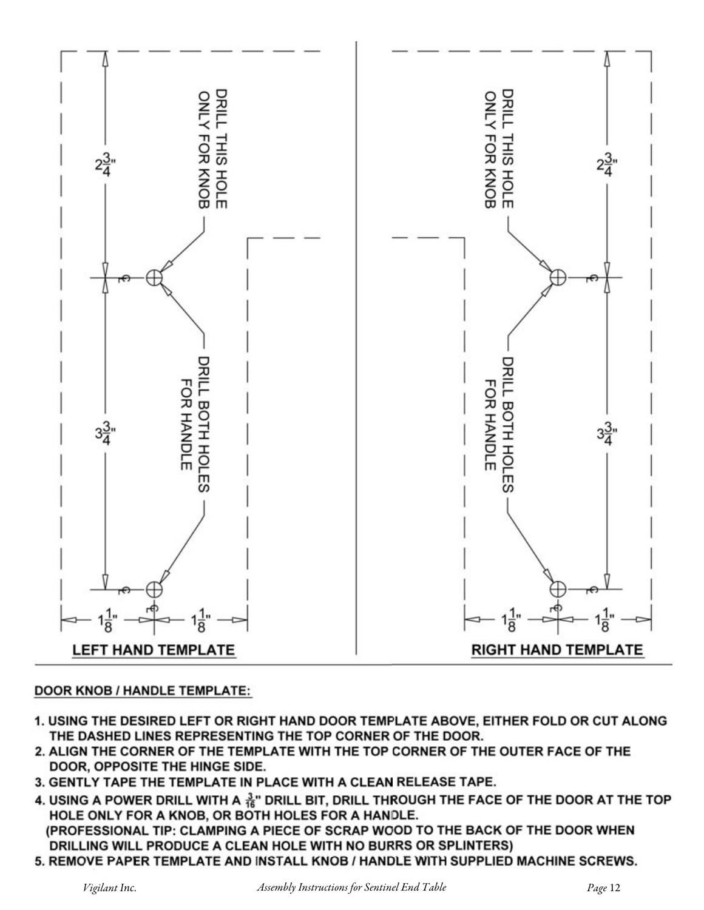DRILL THIS HOLE ONLY FOR KNOB

$2\frac{3}{4}$"

DRILL BOTH HOLES FOR HANDLE

$3\frac{3}{4}$"

$1\frac{1}{8}$" $1\frac{1}{8}$"

**LEFT HAND TEMPLATE**

DRILL THIS HOLE ONLY FOR KNOB

$2\frac{3}{4}$"

DRILL BOTH HOLES FOR HANDLE

$3\frac{3}{4}$"

$1\frac{1}{8}$" $1\frac{1}{8}$"

**RIGHT HAND TEMPLATE**

**DOOR KNOB / HANDLE TEMPLATE:**

1. USING THE DESIRED LEFT OR RIGHT HAND DOOR TEMPLATE ABOVE, EITHER FOLD OR CUT ALONG THE DASHED LINES REPRESENTING THE TOP CORNER OF THE DOOR.
2. ALIGN THE CORNER OF THE TEMPLATE WITH THE TOP CORNER OF THE OUTER FACE OF THE DOOR, OPPOSITE THE HINGE SIDE.
3. GENTLY TAPE THE TEMPLATE IN PLACE WITH A CLEAN RELEASE TAPE.
4. USING A POWER DRILL WITH A $\frac{3}{16}$" DRILL BIT, DRILL THROUGH THE FACE OF THE DOOR AT THE TOP HOLE ONLY FOR A KNOB, OR BOTH HOLES FOR A HANDLE.
   (PROFESSIONAL TIP: CLAMPING A PIECE OF SCRAP WOOD TO THE BACK OF THE DOOR WHEN DRILLING WILL PRODUCE A CLEAN HOLE WITH NO BURRS OR SPLINTERS)
5. REMOVE PAPER TEMPLATE AND INSTALL KNOB / HANDLE WITH SUPPLIED MACHINE SCREWS.